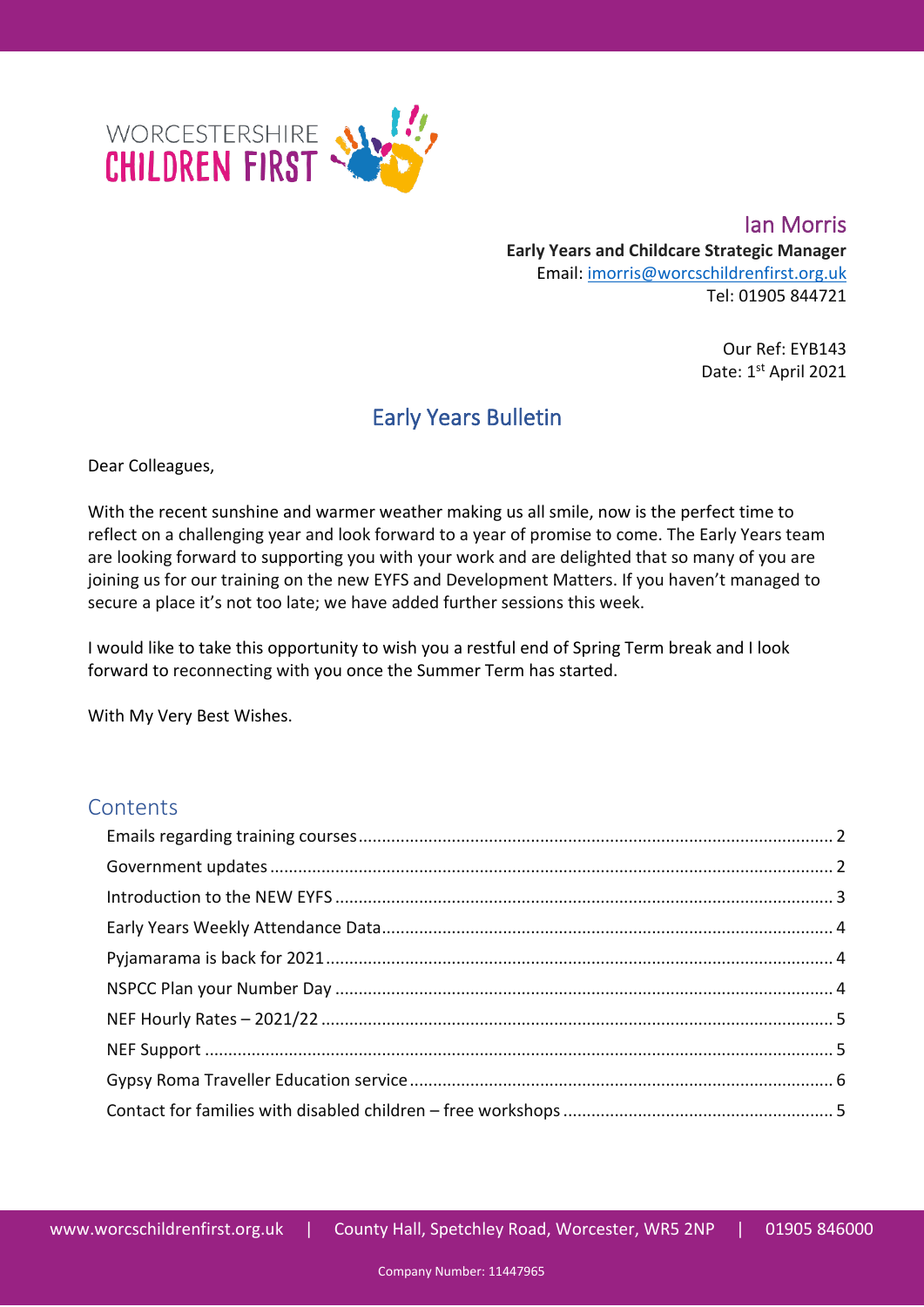WORCESTERSHIRE
CHILDREN FIRST

Ian Morris
**Early Years and Childcare Strategic Manager**
Email: imorris@worcschildrenfirst.org.uk
Tel: 01905 844721

Our Ref: EYB143
Date: 1st April 2021

# Early Years Bulletin

Dear Colleagues,

With the recent sunshine and warmer weather making us all smile, now is the perfect time to reflect on a challenging year and look forward to a year of promise to come. The Early Years team are looking forward to supporting you with your work and are delighted that so many of you are joining us for our training on the new EYFS and Development Matters. If you haven't managed to secure a place it's not too late; we have added further sessions this week.

I would like to take this opportunity to wish you a restful end of Spring Term break and I look forward to reconnecting with you once the Summer Term has started.

With My Very Best Wishes.

## Contents

- Emails regarding training courses ..... 2
- Government updates ..... 2
- Introduction to the NEW EYFS ..... 3
- Early Years Weekly Attendance Data ..... 4
- Pyjamarama is back for 2021 ..... 4
- NSPCC Plan your Number Day ..... 4
- NEF Hourly Rates – 2021/22 ..... 5
- NEF Support ..... 5
- Gypsy Roma Traveller Education service ..... 6
- Contact for families with disabled children – free workshops ..... 5

www.worcschildrenfirst.org.uk | County Hall, Spetchley Road, Worcester, WR5 2NP | 01905 846000

Company Number: 11447965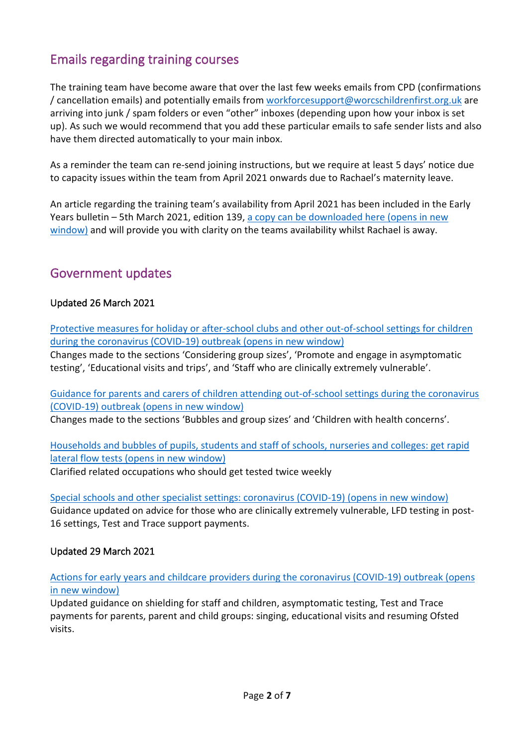## Emails regarding training courses

The training team have become aware that over the last few weeks emails from CPD (confirmations / cancellation emails) and potentially emails from workforcesupport@worcschildrenfirst.org.uk are arriving into junk / spam folders or even "other" inboxes (depending upon how your inbox is set up). As such we would recommend that you add these particular emails to safe sender lists and also have them directed automatically to your main inbox.

As a reminder the team can re-send joining instructions, but we require at least 5 days' notice due to capacity issues within the team from April 2021 onwards due to Rachael's maternity leave.

An article regarding the training team's availability from April 2021 has been included in the Early Years bulletin – 5th March 2021, edition 139, a copy can be downloaded here (opens in new window) and will provide you with clarity on the teams availability whilst Rachael is away.

## Government updates

Updated 26 March 2021

Protective measures for holiday or after-school clubs and other out-of-school settings for children during the coronavirus (COVID-19) outbreak (opens in new window)
Changes made to the sections 'Considering group sizes', 'Promote and engage in asymptomatic testing', 'Educational visits and trips', and 'Staff who are clinically extremely vulnerable'.

Guidance for parents and carers of children attending out-of-school settings during the coronavirus (COVID-19) outbreak (opens in new window)
Changes made to the sections 'Bubbles and group sizes' and 'Children with health concerns'.

Households and bubbles of pupils, students and staff of schools, nurseries and colleges: get rapid lateral flow tests (opens in new window)
Clarified related occupations who should get tested twice weekly

Special schools and other specialist settings: coronavirus (COVID-19) (opens in new window)
Guidance updated on advice for those who are clinically extremely vulnerable, LFD testing in post-16 settings, Test and Trace support payments.

Updated 29 March 2021

Actions for early years and childcare providers during the coronavirus (COVID-19) outbreak (opens in new window)
Updated guidance on shielding for staff and children, asymptomatic testing, Test and Trace payments for parents, parent and child groups: singing, educational visits and resuming Ofsted visits.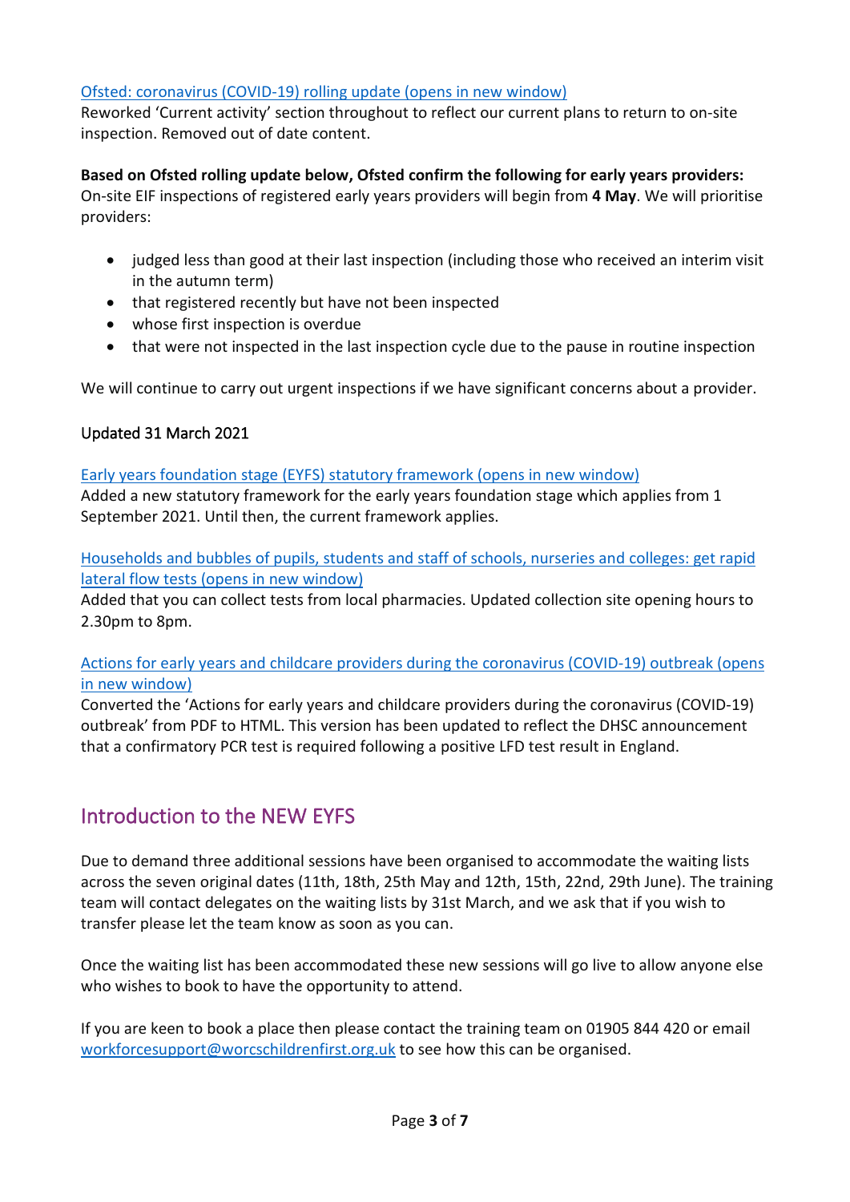[Ofsted: coronavirus (COVID-19) rolling update (opens in new window)](#)
Reworked 'Current activity' section throughout to reflect our current plans to return to on-site inspection. Removed out of date content.

**Based on Ofsted rolling update below, Ofsted confirm the following for early years providers:**
On-site EIF inspections of registered early years providers will begin from **4 May**. We will prioritise providers:

- judged less than good at their last inspection (including those who received an interim visit in the autumn term)
- that registered recently but have not been inspected
- whose first inspection is overdue
- that were not inspected in the last inspection cycle due to the pause in routine inspection

We will continue to carry out urgent inspections if we have significant concerns about a provider.

Updated 31 March 2021

[Early years foundation stage (EYFS) statutory framework (opens in new window)](#)
Added a new statutory framework for the early years foundation stage which applies from 1 September 2021. Until then, the current framework applies.

[Households and bubbles of pupils, students and staff of schools, nurseries and colleges: get rapid lateral flow tests (opens in new window)](#)
Added that you can collect tests from local pharmacies. Updated collection site opening hours to 2.30pm to 8pm.

[Actions for early years and childcare providers during the coronavirus (COVID-19) outbreak (opens in new window)](#)
Converted the 'Actions for early years and childcare providers during the coronavirus (COVID-19) outbreak' from PDF to HTML. This version has been updated to reflect the DHSC announcement that a confirmatory PCR test is required following a positive LFD test result in England.

## Introduction to the NEW EYFS

Due to demand three additional sessions have been organised to accommodate the waiting lists across the seven original dates (11th, 18th, 25th May and 12th, 15th, 22nd, 29th June). The training team will contact delegates on the waiting lists by 31st March, and we ask that if you wish to transfer please let the team know as soon as you can.

Once the waiting list has been accommodated these new sessions will go live to allow anyone else who wishes to book to have the opportunity to attend.

If you are keen to book a place then please contact the training team on 01905 844 420 or email [workforcesupport@worcschildrenfirst.org.uk](mailto:workforcesupport@worcschildrenfirst.org.uk) to see how this can be organised.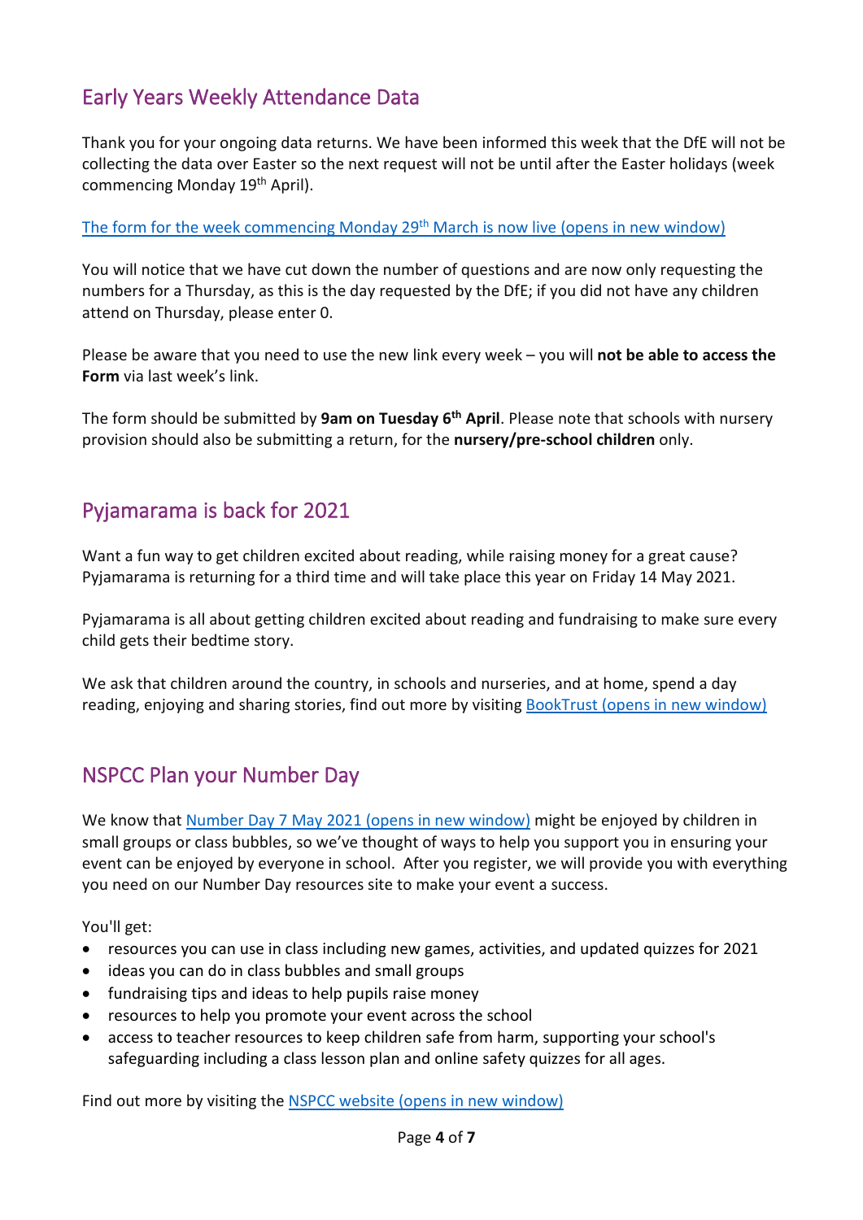## Early Years Weekly Attendance Data

Thank you for your ongoing data returns. We have been informed this week that the DfE will not be collecting the data over Easter so the next request will not be until after the Easter holidays (week commencing Monday 19th April).

[The form for the week commencing Monday 29th March is now live (opens in new window)]

You will notice that we have cut down the number of questions and are now only requesting the numbers for a Thursday, as this is the day requested by the DfE; if you did not have any children attend on Thursday, please enter 0.

Please be aware that you need to use the new link every week – you will **not be able to access the Form** via last week's link.

The form should be submitted by **9am on Tuesday 6th April**. Please note that schools with nursery provision should also be submitting a return, for the **nursery/pre-school children** only.

## Pyjamarama is back for 2021

Want a fun way to get children excited about reading, while raising money for a great cause? Pyjamarama is returning for a third time and will take place this year on Friday 14 May 2021.

Pyjamarama is all about getting children excited about reading and fundraising to make sure every child gets their bedtime story.

We ask that children around the country, in schools and nurseries, and at home, spend a day reading, enjoying and sharing stories, find out more by visiting [BookTrust (opens in new window)]

## NSPCC Plan your Number Day

We know that [Number Day 7 May 2021 (opens in new window)] might be enjoyed by children in small groups or class bubbles, so we've thought of ways to help you support you in ensuring your event can be enjoyed by everyone in school. After you register, we will provide you with everything you need on our Number Day resources site to make your event a success.

You'll get:

- resources you can use in class including new games, activities, and updated quizzes for 2021
- ideas you can do in class bubbles and small groups
- fundraising tips and ideas to help pupils raise money
- resources to help you promote your event across the school
- access to teacher resources to keep children safe from harm, supporting your school's safeguarding including a class lesson plan and online safety quizzes for all ages.

Find out more by visiting the [NSPCC website (opens in new window)]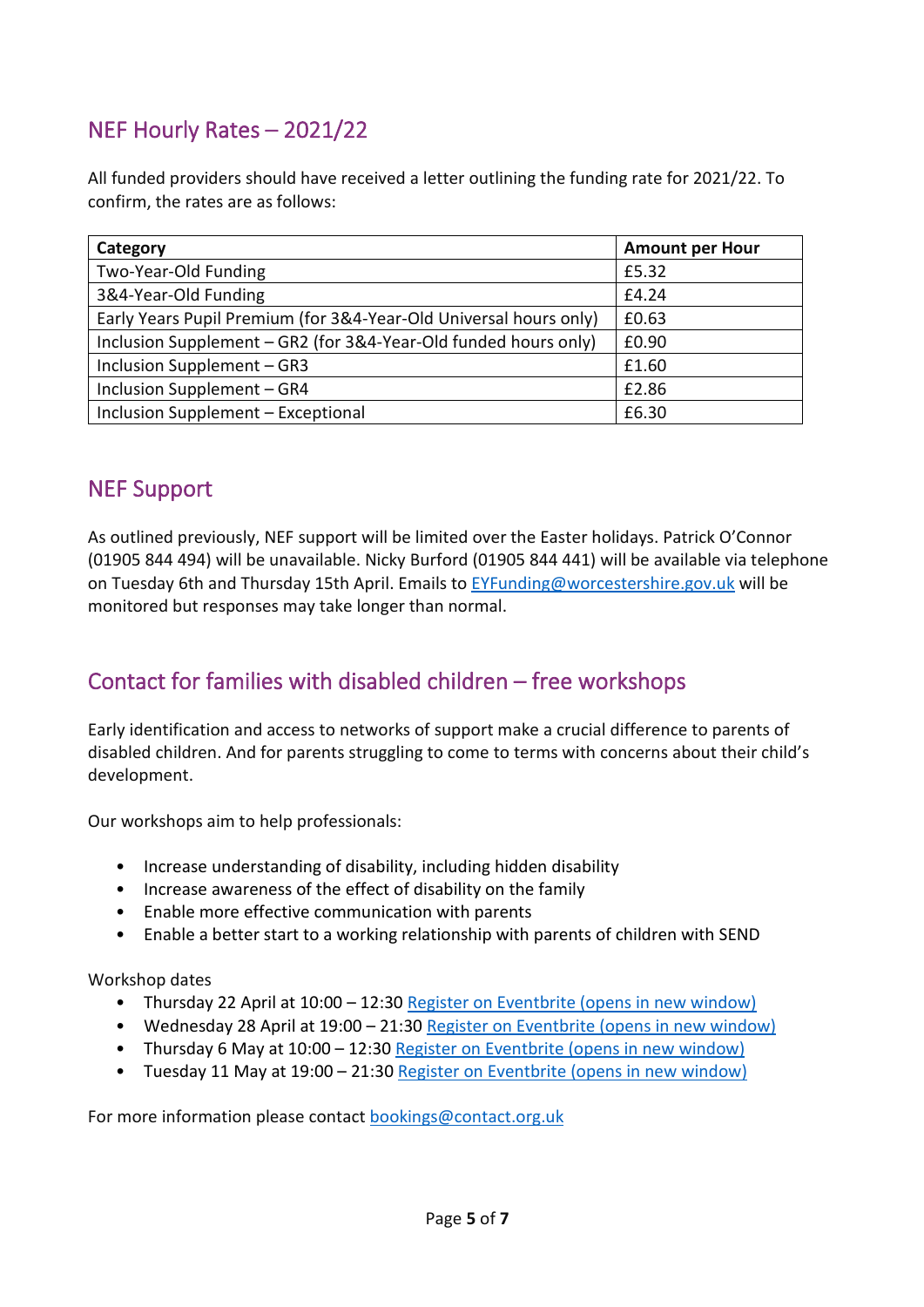## NEF Hourly Rates – 2021/22

All funded providers should have received a letter outlining the funding rate for 2021/22. To confirm, the rates are as follows:

| Category | Amount per Hour |
|---|---|
| Two-Year-Old Funding | £5.32 |
| 3&4-Year-Old Funding | £4.24 |
| Early Years Pupil Premium (for 3&4-Year-Old Universal hours only) | £0.63 |
| Inclusion Supplement – GR2 (for 3&4-Year-Old funded hours only) | £0.90 |
| Inclusion Supplement – GR3 | £1.60 |
| Inclusion Supplement – GR4 | £2.86 |
| Inclusion Supplement – Exceptional | £6.30 |

## NEF Support

As outlined previously, NEF support will be limited over the Easter holidays. Patrick O'Connor (01905 844 494) will be unavailable. Nicky Burford (01905 844 441) will be available via telephone on Tuesday 6th and Thursday 15th April. Emails to EYFunding@worcestershire.gov.uk will be monitored but responses may take longer than normal.

## Contact for families with disabled children – free workshops

Early identification and access to networks of support make a crucial difference to parents of disabled children. And for parents struggling to come to terms with concerns about their child's development.

Our workshops aim to help professionals:

- Increase understanding of disability, including hidden disability
- Increase awareness of the effect of disability on the family
- Enable more effective communication with parents
- Enable a better start to a working relationship with parents of children with SEND

Workshop dates

- Thursday 22 April at 10:00 – 12:30 Register on Eventbrite (opens in new window)
- Wednesday 28 April at 19:00 – 21:30 Register on Eventbrite (opens in new window)
- Thursday 6 May at 10:00 – 12:30 Register on Eventbrite (opens in new window)
- Tuesday 11 May at 19:00 – 21:30 Register on Eventbrite (opens in new window)

For more information please contact bookings@contact.org.uk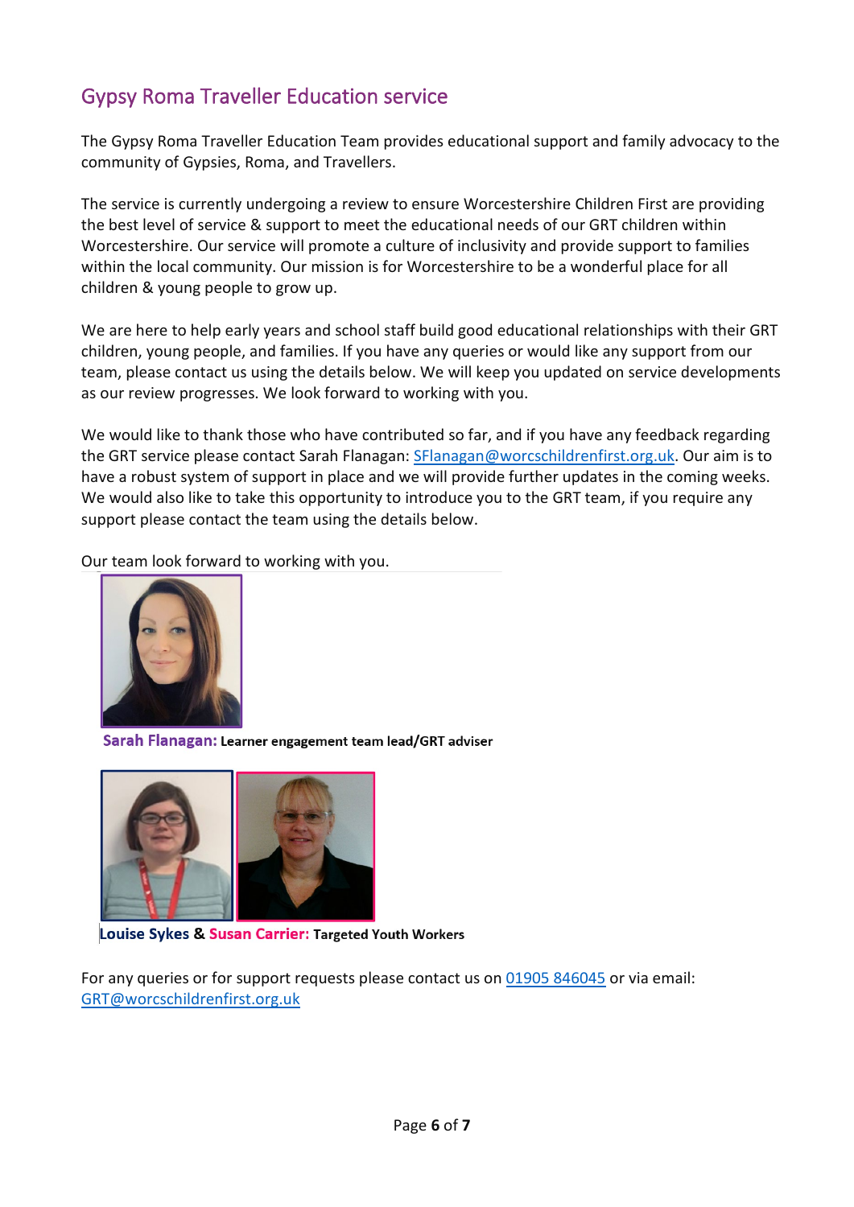## Gypsy Roma Traveller Education service

The Gypsy Roma Traveller Education Team provides educational support and family advocacy to the community of Gypsies, Roma, and Travellers.

The service is currently undergoing a review to ensure Worcestershire Children First are providing the best level of service & support to meet the educational needs of our GRT children within Worcestershire. Our service will promote a culture of inclusivity and provide support to families within the local community. Our mission is for Worcestershire to be a wonderful place for all children & young people to grow up.

We are here to help early years and school staff build good educational relationships with their GRT children, young people, and families. If you have any queries or would like any support from our team, please contact us using the details below. We will keep you updated on service developments as our review progresses. We look forward to working with you.

We would like to thank those who have contributed so far, and if you have any feedback regarding the GRT service please contact Sarah Flanagan: SFlanagan@worcschildrenfirst.org.uk. Our aim is to have a robust system of support in place and we will provide further updates in the coming weeks. We would also like to take this opportunity to introduce you to the GRT team, if you require any support please contact the team using the details below.

Our team look forward to working with you.

**Sarah Flanagan: Learner engagement team lead/GRT adviser**

**Louise Sykes & Susan Carrier: Targeted Youth Workers**

For any queries or for support requests please contact us on 01905 846045 or via email: GRT@worcschildrenfirst.org.uk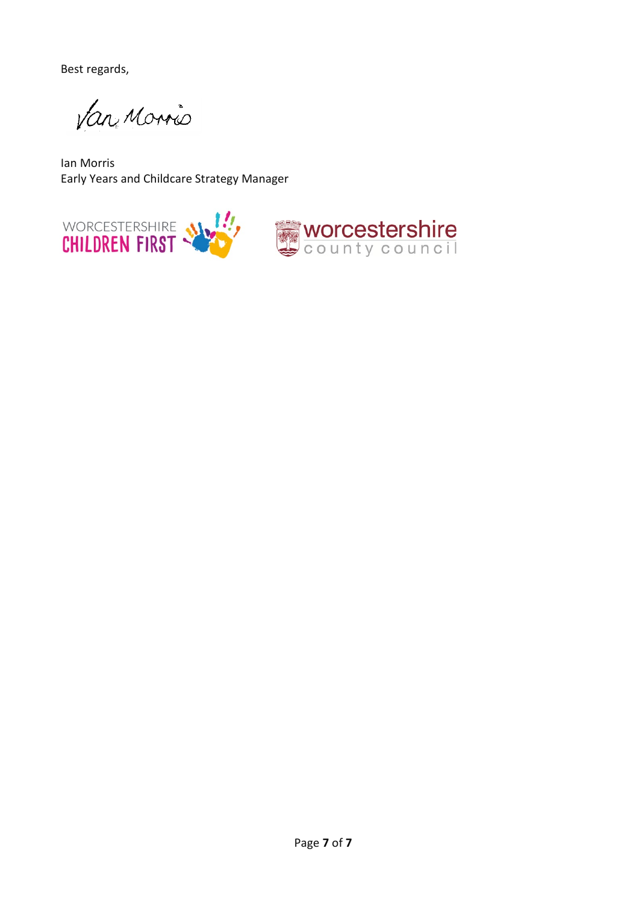Best regards,

Ian Morris
Early Years and Childcare Strategy Manager